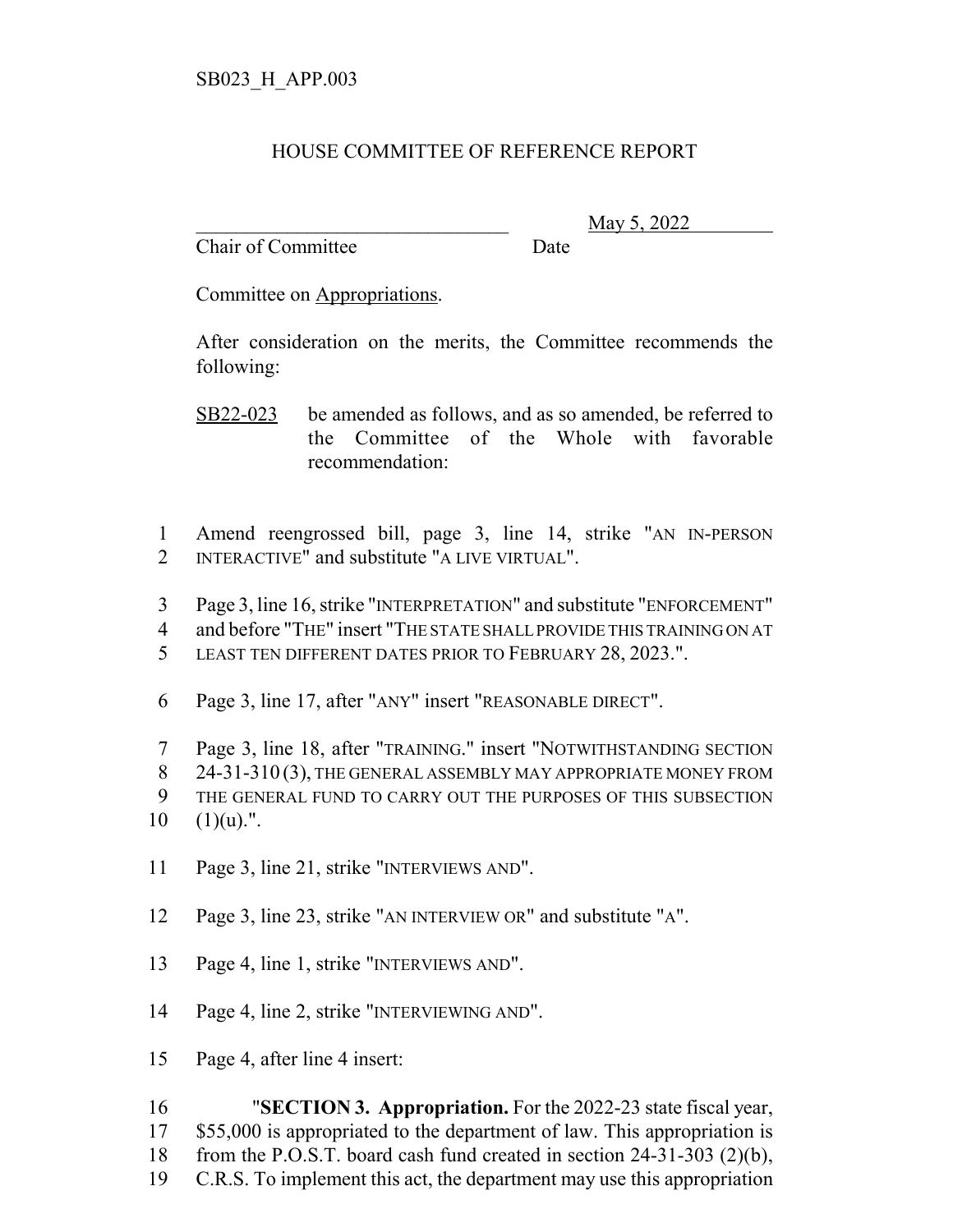SB023_H_APP.003

# HOUSE COMMITTEE OF REFERENCE REPORT

_______________________________ May 5, 2022
Chair of Committee Date

Committee on Appropriations.

After consideration on the merits, the Committee recommends the following:

SB22-023 be amended as follows, and as so amended, be referred to the Committee of the Whole with favorable recommendation:

1 Amend reengrossed bill, page 3, line 14, strike "AN IN-PERSON
2 INTERACTIVE" and substitute "A LIVE VIRTUAL".

3 Page 3, line 16, strike "INTERPRETATION" and substitute "ENFORCEMENT"
4 and before "THE" insert "THE STATE SHALL PROVIDE THIS TRAINING ON AT
5 LEAST TEN DIFFERENT DATES PRIOR TO FEBRUARY 28, 2023.".

6 Page 3, line 17, after "ANY" insert "REASONABLE DIRECT".

7 Page 3, line 18, after "TRAINING." insert "NOTWITHSTANDING SECTION
8 24-31-310 (3), THE GENERAL ASSEMBLY MAY APPROPRIATE MONEY FROM
9 THE GENERAL FUND TO CARRY OUT THE PURPOSES OF THIS SUBSECTION
10 (1)(u).".

11 Page 3, line 21, strike "INTERVIEWS AND".

12 Page 3, line 23, strike "AN INTERVIEW OR" and substitute "A".

13 Page 4, line 1, strike "INTERVIEWS AND".

14 Page 4, line 2, strike "INTERVIEWING AND".

15 Page 4, after line 4 insert:

16 "**SECTION 3. Appropriation.** For the 2022-23 state fiscal year,
17 $55,000 is appropriated to the department of law. This appropriation is
18 from the P.O.S.T. board cash fund created in section 24-31-303 (2)(b),
19 C.R.S. To implement this act, the department may use this appropriation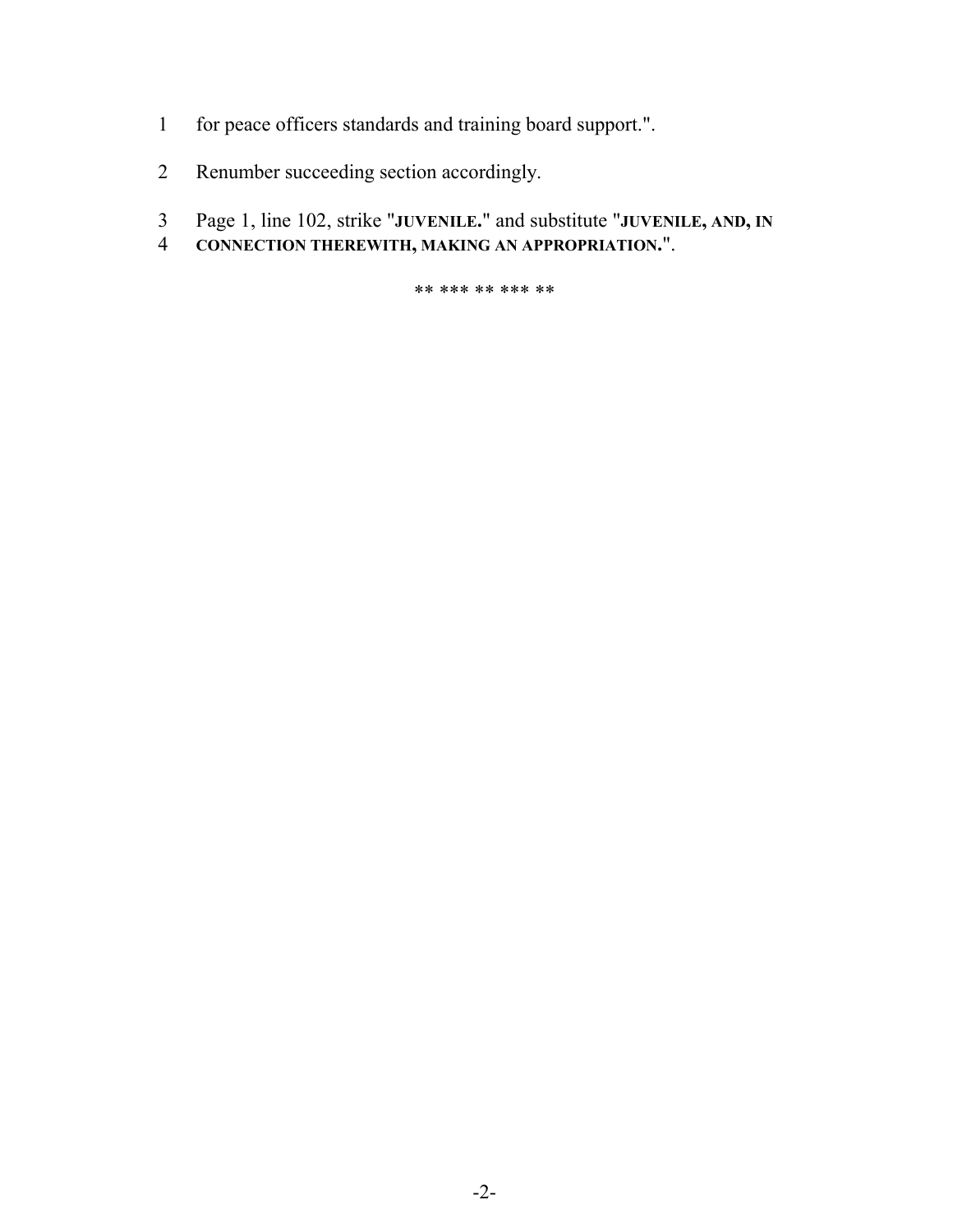for peace officers standards and training board support.".

Renumber succeeding section accordingly.

Page 1, line 102, strike "**JUVENILE.**" and substitute "**JUVENILE, AND, IN CONNECTION THEREWITH, MAKING AN APPROPRIATION.**".

** *** ** *** **